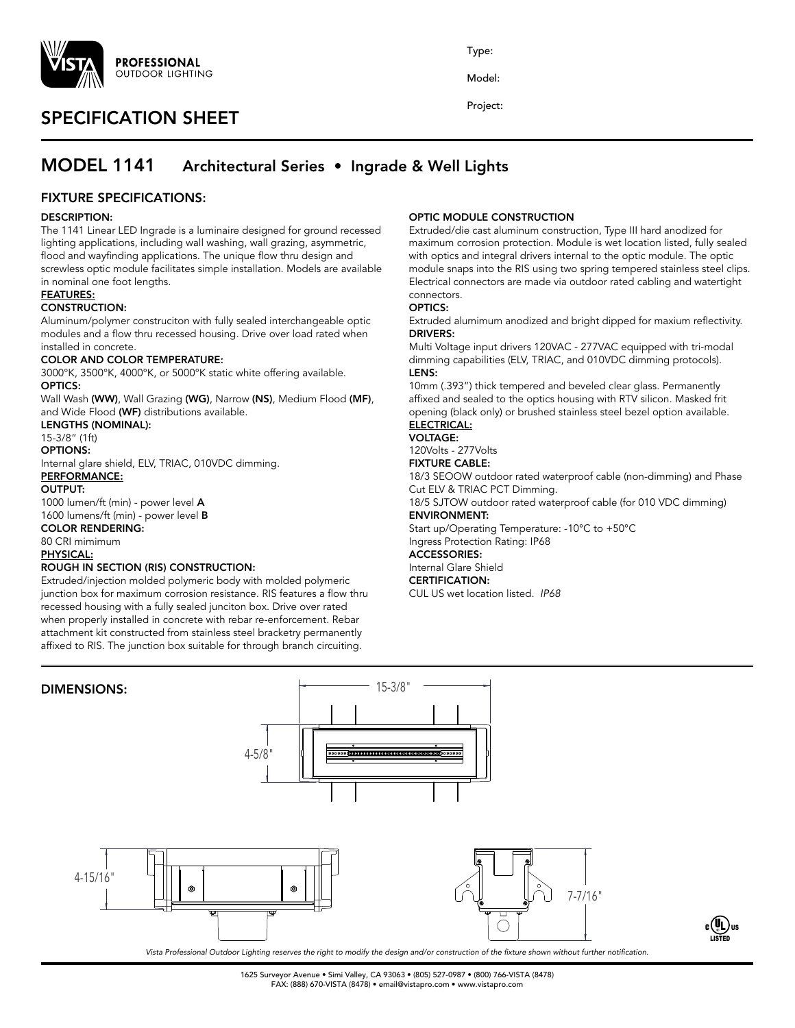PROFESSIONAL
OUTDOOR LIGHTING

Type:

Model:

Project:

# SPECIFICATION SHEET

## MODEL 1141 Architectural Series • Ingrade & Well Lights

### FIXTURE SPECIFICATIONS:

**DESCRIPTION:**
The 1141 Linear LED Ingrade is a luminaire designed for ground recessed lighting applications, including wall washing, wall grazing, asymmetric, flood and wayfinding applications. The unique flow thru design and screwless optic module facilitates simple installation. Models are available in nominal one foot lengths.

**FEATURES:**

**CONSTRUCTION:**
Aluminum/polymer construciton with fully sealed interchangeable optic modules and a flow thru recessed housing. Drive over load rated when installed in concrete.

**COLOR AND COLOR TEMPERATURE:**
3000°K, 3500°K, 4000°K, or 5000°K static white offering available.

**OPTICS:**
Wall Wash **(WW)**, Wall Grazing **(WG)**, Narrow **(NS)**, Medium Flood **(MF)**, and Wide Flood **(WF)** distributions available.

**LENGTHS (NOMINAL):**
15-3/8" (1ft)

**OPTIONS:**
Internal glare shield, ELV, TRIAC, 010VDC dimming.

**PERFORMANCE:**

**OUTPUT:**
1000 lumen/ft (min) - power level **A**
1600 lumens/ft (min) - power level **B**

**COLOR RENDERING:**
80 CRI mimimum

**PHYSICAL:**

**ROUGH IN SECTION (RIS) CONSTRUCTION:**
Extruded/injection molded polymeric body with molded polymeric junction box for maximum corrosion resistance. RIS features a flow thru recessed housing with a fully sealed junciton box. Drive over rated when properly installed in concrete with rebar re-enforcement. Rebar attachment kit constructed from stainless steel bracketry permanently affixed to RIS. The junction box suitable for through branch circuiting.

**OPTIC MODULE CONSTRUCTION**
Extruded/die cast aluminum construction, Type III hard anodized for maximum corrosion protection. Module is wet location listed, fully sealed with optics and integral drivers internal to the optic module. The optic module snaps into the RIS using two spring tempered stainless steel clips. Electrical connectors are made via outdoor rated cabling and watertight connectors.

**OPTICS:**
Extruded alumimum anodized and bright dipped for maxium reflectivity.

**DRIVERS:**
Multi Voltage input drivers 120VAC - 277VAC equipped with tri-modal dimming capabilities (ELV, TRIAC, and 010VDC dimming protocols).

**LENS:**
10mm (.393") thick tempered and beveled clear glass. Permanently affixed and sealed to the optics housing with RTV silicon. Masked frit opening (black only) or brushed stainless steel bezel option available.

**ELECTRICAL:**

**VOLTAGE:**
120Volts - 277Volts

**FIXTURE CABLE:**
18/3 SEOOW outdoor rated waterproof cable (non-dimming) and Phase Cut ELV & TRIAC PCT Dimming.
18/5 SJTOW outdoor rated waterproof cable (for 010 VDC dimming)

**ENVIRONMENT:**
Start up/Operating Temperature: -10°C to +50°C
Ingress Protection Rating: IP68

**ACCESSORIES:**
Internal Glare Shield

**CERTIFICATION:**
CUL US wet location listed. *IP68*

### DIMENSIONS:

15-3/8"

4-5/8"

4-15/16"

7-7/16"

*Vista Professional Outdoor Lighting reserves the right to modify the design and/or construction of the fixture shown without further notification.*

1625 Surveyor Avenue • Simi Valley, CA 93063 • (805) 527-0987 • (800) 766-VISTA (8478)
FAX: (888) 670-VISTA (8478) • email@vistapro.com • www.vistapro.com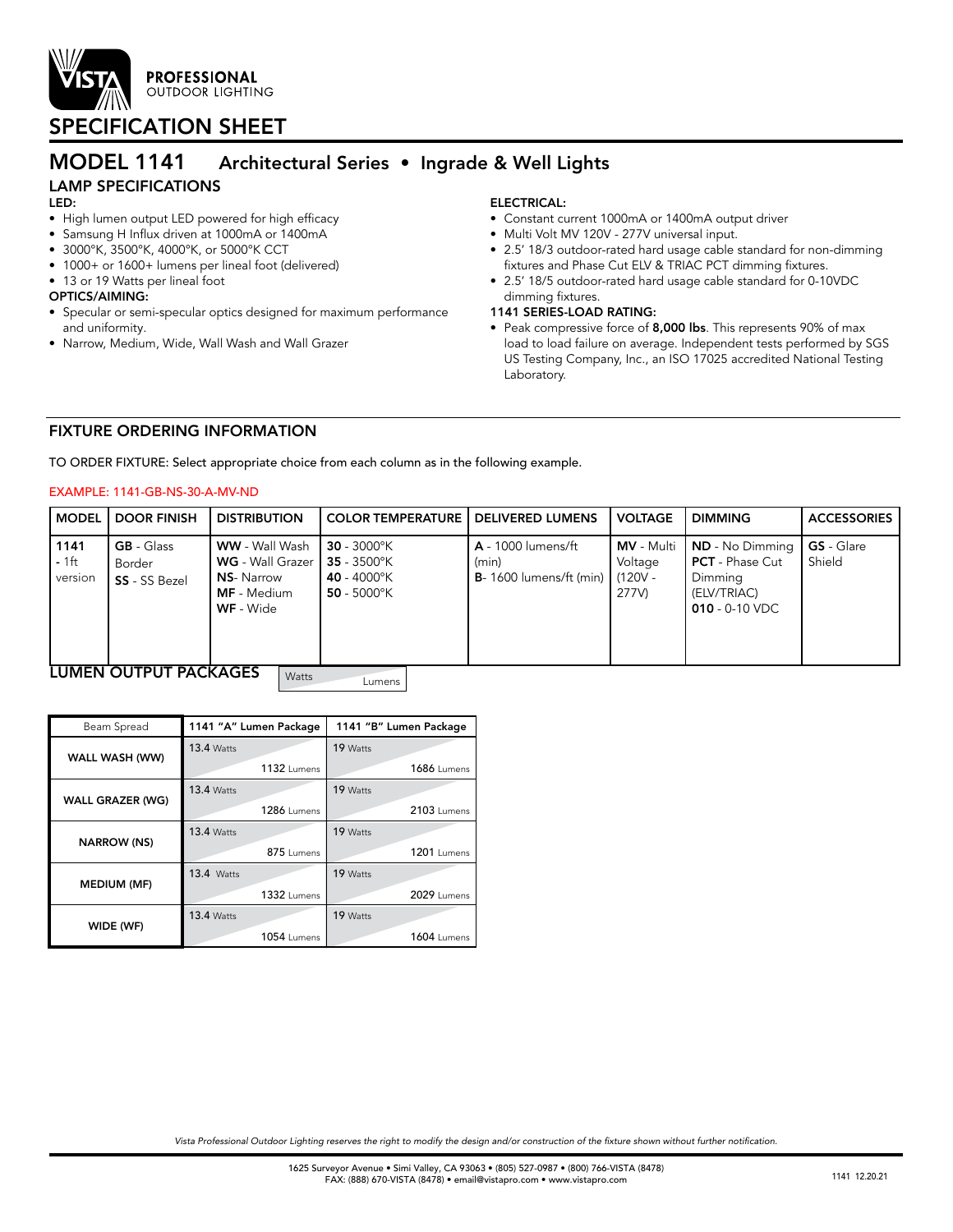**PROFESSIONAL**
OUTDOOR LIGHTING

# SPECIFICATION SHEET

## MODEL 1141 Architectural Series • Ingrade & Well Lights

### LAMP SPECIFICATIONS

**LED:**

- High lumen output LED powered for high efficacy
- Samsung H Influx driven at 1000mA or 1400mA
- 3000°K, 3500°K, 4000°K, or 5000°K CCT
- 1000+ or 1600+ lumens per lineal foot (delivered)
- 13 or 19 Watts per lineal foot

**OPTICS/AIMING:**

- Specular or semi-specular optics designed for maximum performance and uniformity.
- Narrow, Medium, Wide, Wall Wash and Wall Grazer

**ELECTRICAL:**

- Constant current 1000mA or 1400mA output driver
- Multi Volt MV 120V - 277V universal input.
- 2.5' 18/3 outdoor-rated hard usage cable standard for non-dimming fixtures and Phase Cut ELV & TRIAC PCT dimming fixtures.
- 2.5' 18/5 outdoor-rated hard usage cable standard for 0-10VDC dimming fixtures.

**1141 SERIES-LOAD RATING:**

- Peak compressive force of **8,000 lbs**. This represents 90% of max load to load failure on average. Independent tests performed by SGS US Testing Company, Inc., an ISO 17025 accredited National Testing Laboratory.

### FIXTURE ORDERING INFORMATION

TO ORDER FIXTURE: Select appropriate choice from each column as in the following example.

EXAMPLE: 1141-GB-NS-30-A-MV-ND

| MODEL | DOOR FINISH | DISTRIBUTION | COLOR TEMPERATURE | DELIVERED LUMENS | VOLTAGE | DIMMING | ACCESSORIES |
|---|---|---|---|---|---|---|---|
| **1141** - 1ft version | **GB** - Glass Border<br>**SS** - SS Bezel | **WW** - Wall Wash<br>**WG** - Wall Grazer<br>**NS**- Narrow<br>**MF** - Medium<br>**WF** - Wide | **30** - 3000°K<br>**35** - 3500°K<br>**40** - 4000°K<br>**50** - 5000°K | **A** - 1000 lumens/ft (min)<br>**B**- 1600 lumens/ft (min) | **MV** - Multi Voltage (120V - 277V) | **ND** - No Dimming<br>**PCT** - Phase Cut Dimming (ELV/TRIAC)<br>**010** - 0-10 VDC | **GS** - Glare Shield |

### LUMEN OUTPUT PACKAGES

Watts / Lumens

| Beam Spread | 1141 "A" Lumen Package | 1141 "B" Lumen Package |
|---|---|---|
| **WALL WASH (WW)** | 13.4 Watts<br>1132 Lumens | 19 Watts<br>1686 Lumens |
| **WALL GRAZER (WG)** | 13.4 Watts<br>1286 Lumens | 19 Watts<br>2103 Lumens |
| **NARROW (NS)** | 13.4 Watts<br>875 Lumens | 19 Watts<br>1201 Lumens |
| **MEDIUM (MF)** | 13.4 Watts<br>1332 Lumens | 19 Watts<br>2029 Lumens |
| **WIDE (WF)** | 13.4 Watts<br>1054 Lumens | 19 Watts<br>1604 Lumens |

*Vista Professional Outdoor Lighting reserves the right to modify the design and/or construction of the fixture shown without further notification.*

1625 Surveyor Avenue • Simi Valley, CA 93063 • (805) 527-0987 • (800) 766-VISTA (8478)
FAX: (888) 670-VISTA (8478) • email@vistapro.com • www.vistapro.com

1141 12.20.21